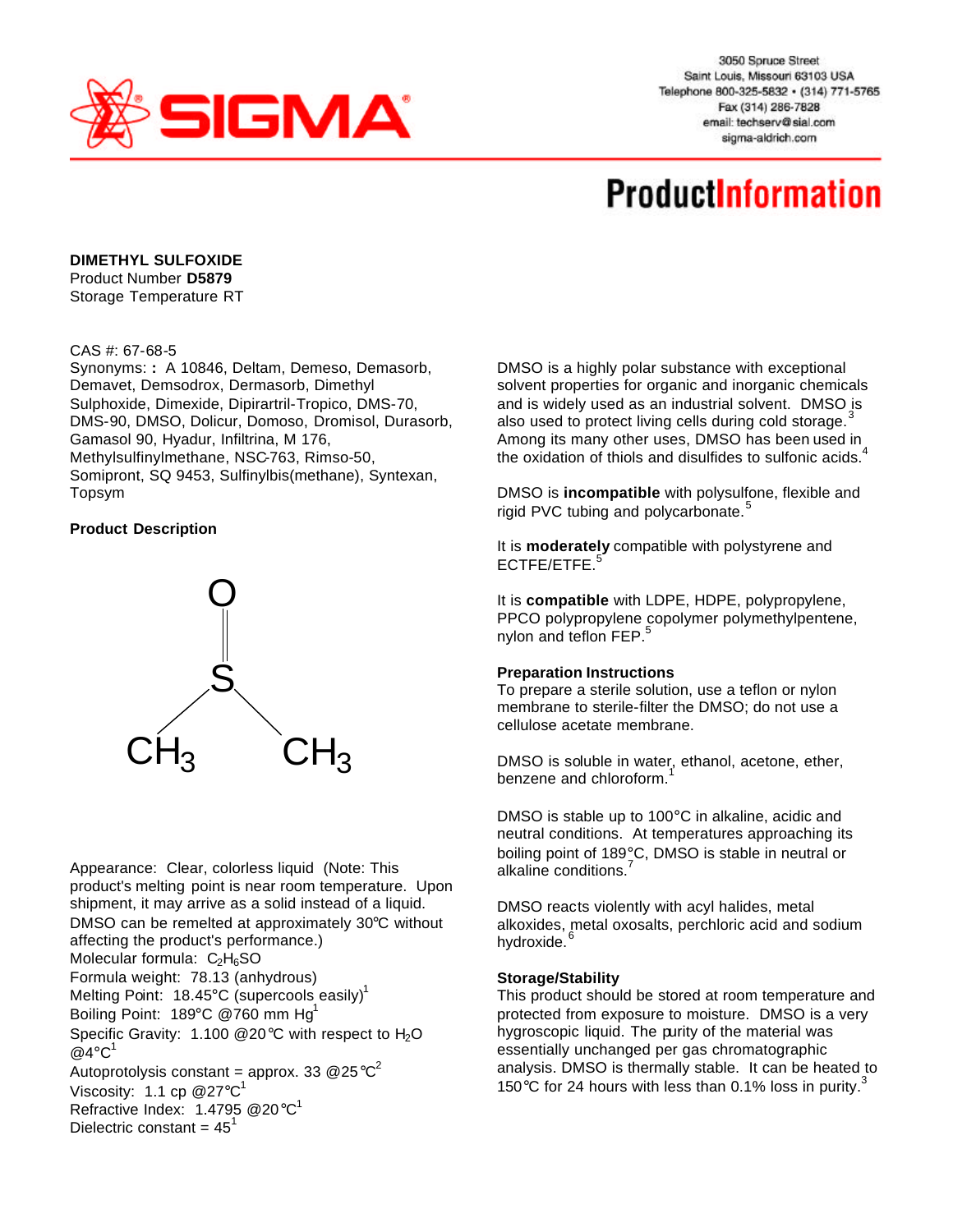**SIGMA**

3050 Spruce Street
Saint Louis, Missouri 63103 USA
Telephone 800-325-5832 • (314) 771-5765
Fax (314) 286-7828
email: techserv@sial.com
sigma-aldrich.com

# ProductInformation

**DIMETHYL SULFOXIDE**
Product Number **D5879**
Storage Temperature RT

CAS #: 67-68-5
Synonyms: **:** A 10846, Deltam, Demeso, Demasorb, Demavet, Demsodrox, Dermasorb, Dimethyl Sulphoxide, Dimexide, Dipirartril-Tropico, DMS-70, DMS-90, DMSO, Dolicur, Domoso, Dromisol, Durasorb, Gamasol 90, Hyadur, Infiltrina, M 176, Methylsulfinylmethane, NSC-763, Rimso-50, Somipront, SQ 9453, Sulfinylbis(methane), Syntexan, Topsym

**Product Description**

Appearance: Clear, colorless liquid (Note: This product's melting point is near room temperature. Upon shipment, it may arrive as a solid instead of a liquid. DMSO can be remelted at approximately 30°C without affecting the product's performance.)
Molecular formula: $C_2H_6SO$
Formula weight: 78.13 (anhydrous)
Melting Point: 18.45°C (supercools easily)[1]
Boiling Point: 189°C @760 mm Hg[1]
Specific Gravity: 1.100 @20°C with respect to $H_2O$ @4°C[1]
Autoprotolysis constant = approx. 33 @25°C[2]
Viscosity: 1.1 cp @27°C[1]
Refractive Index: 1.4795 @20°C[1]
Dielectric constant = 45[1]

DMSO is a highly polar substance with exceptional solvent properties for organic and inorganic chemicals and is widely used as an industrial solvent. DMSO is also used to protect living cells during cold storage.[3] Among its many other uses, DMSO has been used in the oxidation of thiols and disulfides to sulfonic acids.[4]

DMSO is **incompatible** with polysulfone, flexible and rigid PVC tubing and polycarbonate.[5]

It is **moderately** compatible with polystyrene and ECTFE/ETFE.[5]

It is **compatible** with LDPE, HDPE, polypropylene, PPCO polypropylene copolymer polymethylpentene, nylon and teflon FEP.[5]

**Preparation Instructions**
To prepare a sterile solution, use a teflon or nylon membrane to sterile-filter the DMSO; do not use a cellulose acetate membrane.

DMSO is soluble in water, ethanol, acetone, ether, benzene and chloroform.[1]

DMSO is stable up to 100°C in alkaline, acidic and neutral conditions. At temperatures approaching its boiling point of 189°C, DMSO is stable in neutral or alkaline conditions.[7]

DMSO reacts violently with acyl halides, metal alkoxides, metal oxosalts, perchloric acid and sodium hydroxide.[6]

**Storage/Stability**
This product should be stored at room temperature and protected from exposure to moisture. DMSO is a very hygroscopic liquid. The purity of the material was essentially unchanged per gas chromatographic analysis. DMSO is thermally stable. It can be heated to 150°C for 24 hours with less than 0.1% loss in purity.[3]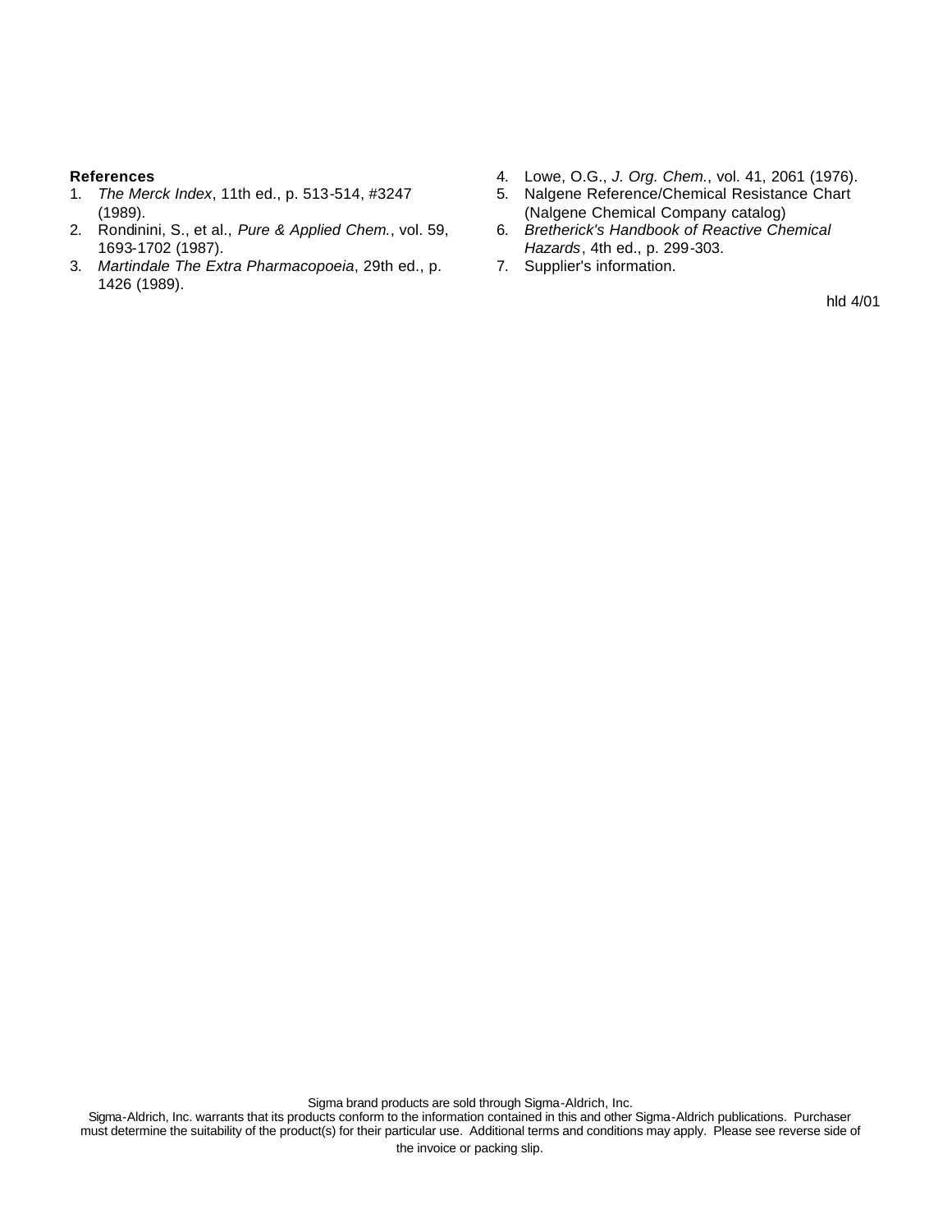**References**

1. *The Merck Index*, 11th ed., p. 513-514, #3247 (1989).
2. Rondinini, S., et al., *Pure & Applied Chem.*, vol. 59, 1693-1702 (1987).
3. *Martindale The Extra Pharmacopoeia*, 29th ed., p. 1426 (1989).
4. Lowe, O.G., *J. Org. Chem.*, vol. 41, 2061 (1976).
5. Nalgene Reference/Chemical Resistance Chart (Nalgene Chemical Company catalog)
6. *Bretherick's Handbook of Reactive Chemical Hazards*, 4th ed., p. 299-303.
7. Supplier's information.

hld 4/01

Sigma brand products are sold through Sigma-Aldrich, Inc.

Sigma-Aldrich, Inc. warrants that its products conform to the information contained in this and other Sigma-Aldrich publications. Purchaser must determine the suitability of the product(s) for their particular use. Additional terms and conditions may apply. Please see reverse side of the invoice or packing slip.